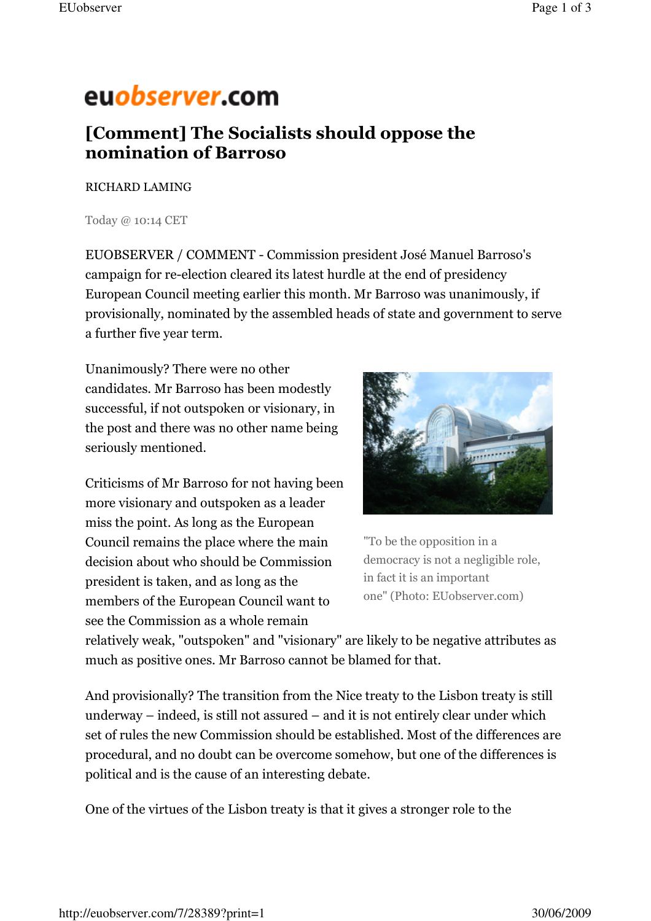euobserver.com

# [Comment] The Socialists should oppose the nomination of Barroso

RICHARD LAMING

Today @ 10:14 CET

EUOBSERVER / COMMENT - Commission president José Manuel Barroso's campaign for re-election cleared its latest hurdle at the end of presidency European Council meeting earlier this month. Mr Barroso was unanimously, if provisionally, nominated by the assembled heads of state and government to serve a further five year term.

Unanimously? There were no other candidates. Mr Barroso has been modestly successful, if not outspoken or visionary, in the post and there was no other name being seriously mentioned.

"To be the opposition in a democracy is not a negligible role, in fact it is an important one" (Photo: EUobserver.com)

Criticisms of Mr Barroso for not having been more visionary and outspoken as a leader miss the point. As long as the European Council remains the place where the main decision about who should be Commission president is taken, and as long as the members of the European Council want to see the Commission as a whole remain relatively weak, "outspoken" and "visionary" are likely to be negative attributes as much as positive ones. Mr Barroso cannot be blamed for that.

And provisionally? The transition from the Nice treaty to the Lisbon treaty is still underway – indeed, is still not assured – and it is not entirely clear under which set of rules the new Commission should be established. Most of the differences are procedural, and no doubt can be overcome somehow, but one of the differences is political and is the cause of an interesting debate.

One of the virtues of the Lisbon treaty is that it gives a stronger role to the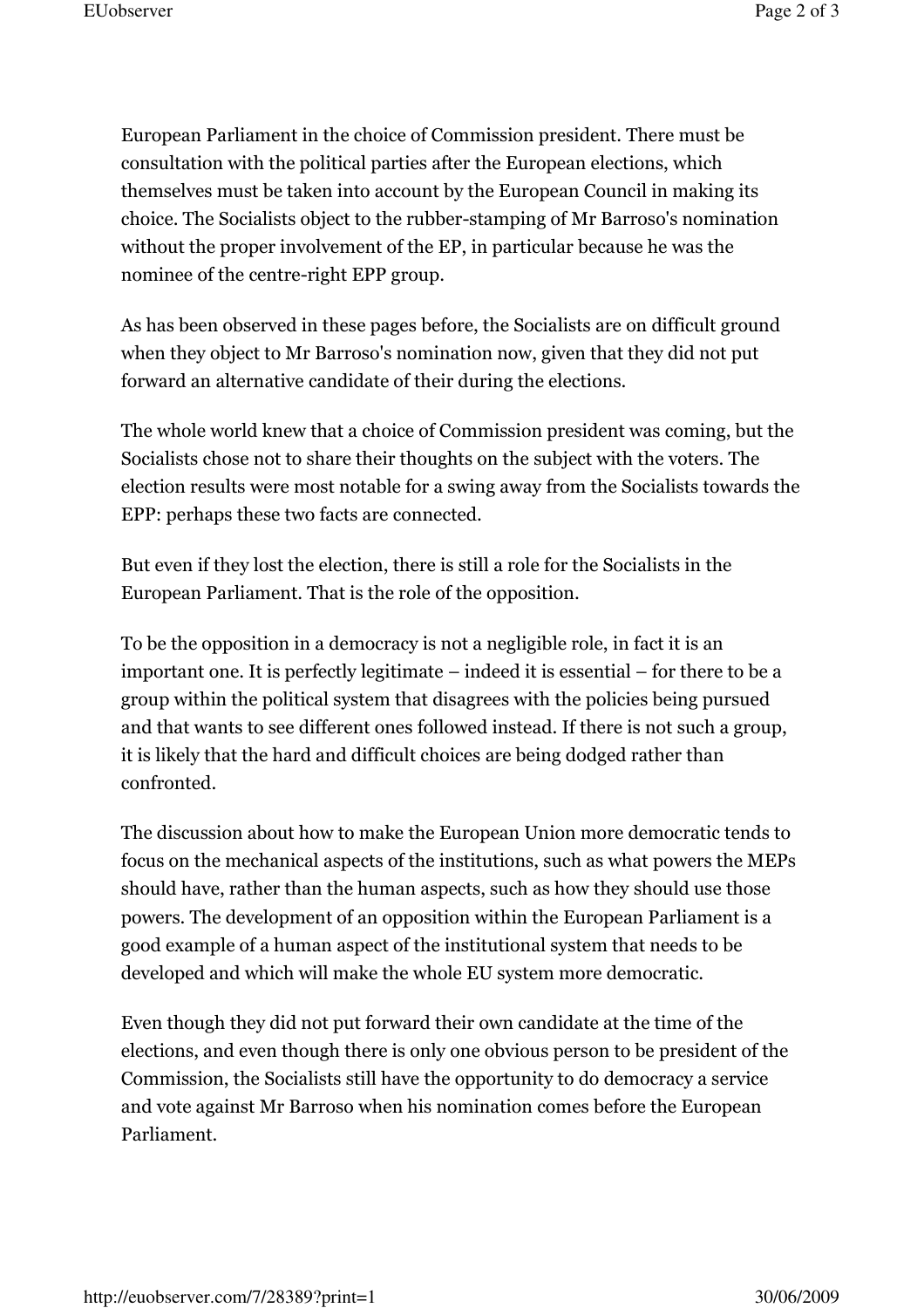European Parliament in the choice of Commission president. There must be consultation with the political parties after the European elections, which themselves must be taken into account by the European Council in making its choice. The Socialists object to the rubber-stamping of Mr Barroso's nomination without the proper involvement of the EP, in particular because he was the nominee of the centre-right EPP group.

As has been observed in these pages before, the Socialists are on difficult ground when they object to Mr Barroso's nomination now, given that they did not put forward an alternative candidate of their during the elections.

The whole world knew that a choice of Commission president was coming, but the Socialists chose not to share their thoughts on the subject with the voters. The election results were most notable for a swing away from the Socialists towards the EPP: perhaps these two facts are connected.

But even if they lost the election, there is still a role for the Socialists in the European Parliament. That is the role of the opposition.

To be the opposition in a democracy is not a negligible role, in fact it is an important one. It is perfectly legitimate – indeed it is essential – for there to be a group within the political system that disagrees with the policies being pursued and that wants to see different ones followed instead. If there is not such a group, it is likely that the hard and difficult choices are being dodged rather than confronted.

The discussion about how to make the European Union more democratic tends to focus on the mechanical aspects of the institutions, such as what powers the MEPs should have, rather than the human aspects, such as how they should use those powers. The development of an opposition within the European Parliament is a good example of a human aspect of the institutional system that needs to be developed and which will make the whole EU system more democratic.

Even though they did not put forward their own candidate at the time of the elections, and even though there is only one obvious person to be president of the Commission, the Socialists still have the opportunity to do democracy a service and vote against Mr Barroso when his nomination comes before the European Parliament.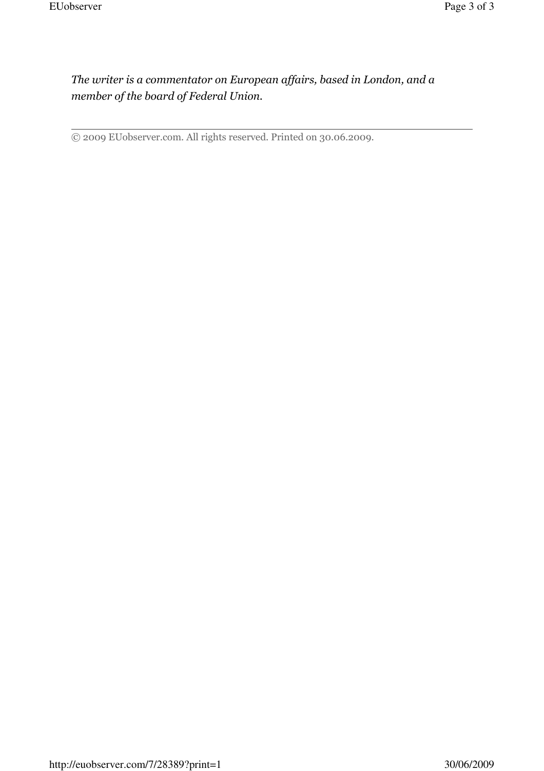*The writer is a commentator on European affairs, based in London, and a member of the board of Federal Union.*

---

© 2009 EUobserver.com. All rights reserved. Printed on 30.06.2009.